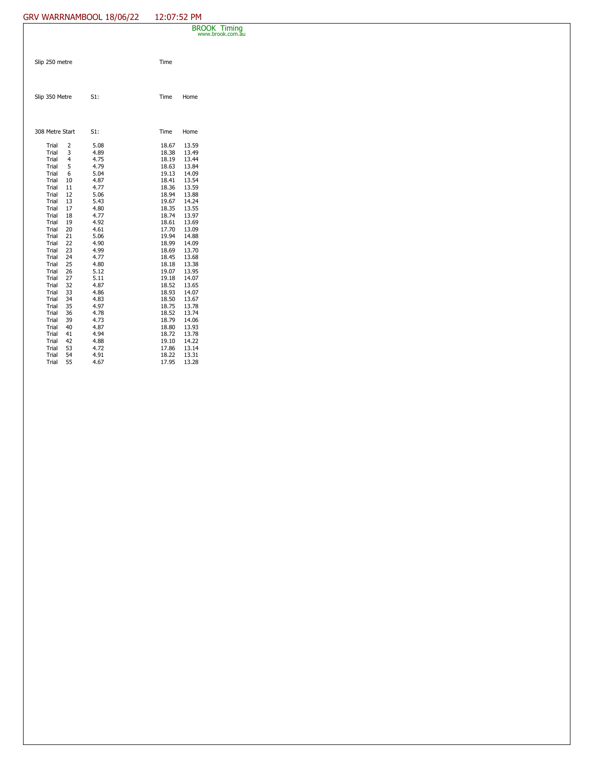GRV WARRNAMBOOL 18/06/22 12:07:52 PM

BROOK Timing
www.brook.com.au

Slip 250 metre — Time

Slip 350 Metre — S1: — Time — Home

| 308 Metre Start | | S1: | Time | Home |
|---|---|---|---|---|
| Trial | 2 | 5.08 | 18.67 | 13.59 |
| Trial | 3 | 4.89 | 18.38 | 13.49 |
| Trial | 4 | 4.75 | 18.19 | 13.44 |
| Trial | 5 | 4.79 | 18.63 | 13.84 |
| Trial | 6 | 5.04 | 19.13 | 14.09 |
| Trial | 10 | 4.87 | 18.41 | 13.54 |
| Trial | 11 | 4.77 | 18.36 | 13.59 |
| Trial | 12 | 5.06 | 18.94 | 13.88 |
| Trial | 13 | 5.43 | 19.67 | 14.24 |
| Trial | 17 | 4.80 | 18.35 | 13.55 |
| Trial | 18 | 4.77 | 18.74 | 13.97 |
| Trial | 19 | 4.92 | 18.61 | 13.69 |
| Trial | 20 | 4.61 | 17.70 | 13.09 |
| Trial | 21 | 5.06 | 19.94 | 14.88 |
| Trial | 22 | 4.90 | 18.99 | 14.09 |
| Trial | 23 | 4.99 | 18.69 | 13.70 |
| Trial | 24 | 4.77 | 18.45 | 13.68 |
| Trial | 25 | 4.80 | 18.18 | 13.38 |
| Trial | 26 | 5.12 | 19.07 | 13.95 |
| Trial | 27 | 5.11 | 19.18 | 14.07 |
| Trial | 32 | 4.87 | 18.52 | 13.65 |
| Trial | 33 | 4.86 | 18.93 | 14.07 |
| Trial | 34 | 4.83 | 18.50 | 13.67 |
| Trial | 35 | 4.97 | 18.75 | 13.78 |
| Trial | 36 | 4.78 | 18.52 | 13.74 |
| Trial | 39 | 4.73 | 18.79 | 14.06 |
| Trial | 40 | 4.87 | 18.80 | 13.93 |
| Trial | 41 | 4.94 | 18.72 | 13.78 |
| Trial | 42 | 4.88 | 19.10 | 14.22 |
| Trial | 53 | 4.72 | 17.86 | 13.14 |
| Trial | 54 | 4.91 | 18.22 | 13.31 |
| Trial | 55 | 4.67 | 17.95 | 13.28 |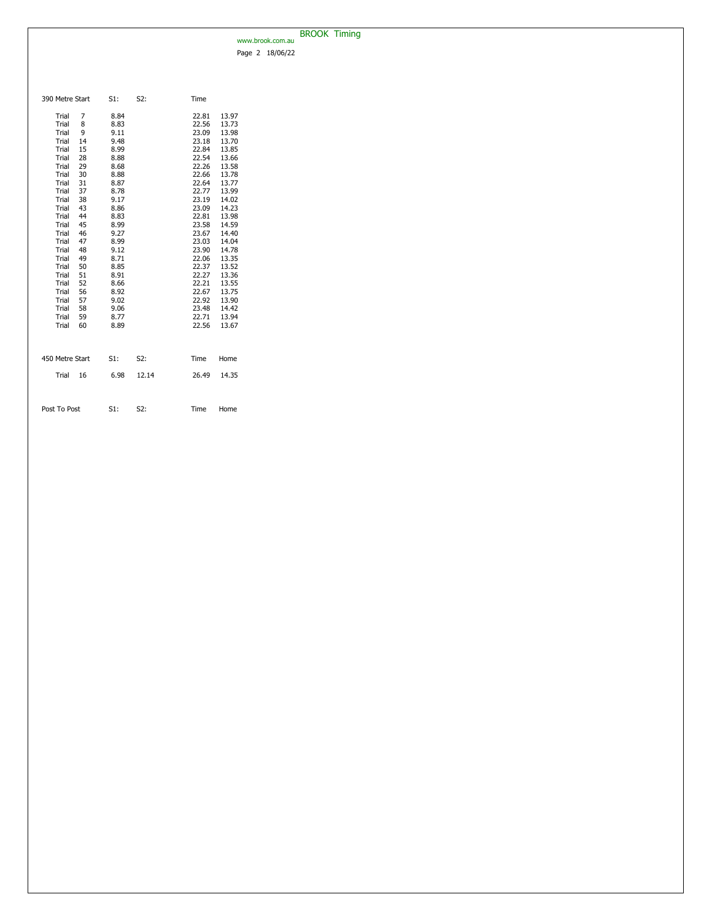| 390 Metre Start | | S1: | S2: | Time | |
|---|---|---|---|---|---|
| Trial | 7 | 8.84 | | 22.81 | 13.97 |
| Trial | 8 | 8.83 | | 22.56 | 13.73 |
| Trial | 9 | 9.11 | | 23.09 | 13.98 |
| Trial | 14 | 9.48 | | 23.18 | 13.70 |
| Trial | 15 | 8.99 | | 22.84 | 13.85 |
| Trial | 28 | 8.88 | | 22.54 | 13.66 |
| Trial | 29 | 8.68 | | 22.26 | 13.58 |
| Trial | 30 | 8.88 | | 22.66 | 13.78 |
| Trial | 31 | 8.87 | | 22.64 | 13.77 |
| Trial | 37 | 8.78 | | 22.77 | 13.99 |
| Trial | 38 | 9.17 | | 23.19 | 14.02 |
| Trial | 43 | 8.86 | | 23.09 | 14.23 |
| Trial | 44 | 8.83 | | 22.81 | 13.98 |
| Trial | 45 | 8.99 | | 23.58 | 14.59 |
| Trial | 46 | 9.27 | | 23.67 | 14.40 |
| Trial | 47 | 8.99 | | 23.03 | 14.04 |
| Trial | 48 | 9.12 | | 23.90 | 14.78 |
| Trial | 49 | 8.71 | | 22.06 | 13.35 |
| Trial | 50 | 8.85 | | 22.37 | 13.52 |
| Trial | 51 | 8.91 | | 22.27 | 13.36 |
| Trial | 52 | 8.66 | | 22.21 | 13.55 |
| Trial | 56 | 8.92 | | 22.67 | 13.75 |
| Trial | 57 | 9.02 | | 22.92 | 13.90 |
| Trial | 58 | 9.06 | | 23.48 | 14.42 |
| Trial | 59 | 8.77 | | 22.71 | 13.94 |
| Trial | 60 | 8.89 | | 22.56 | 13.67 |

| 450 Metre Start | | S1: | S2: | Time | Home |
|---|---|---|---|---|---|
| Trial | 16 | 6.98 | 12.14 | 26.49 | 14.35 |

| Post To Post | S1: | S2: | Time | Home |
|---|---|---|---|---|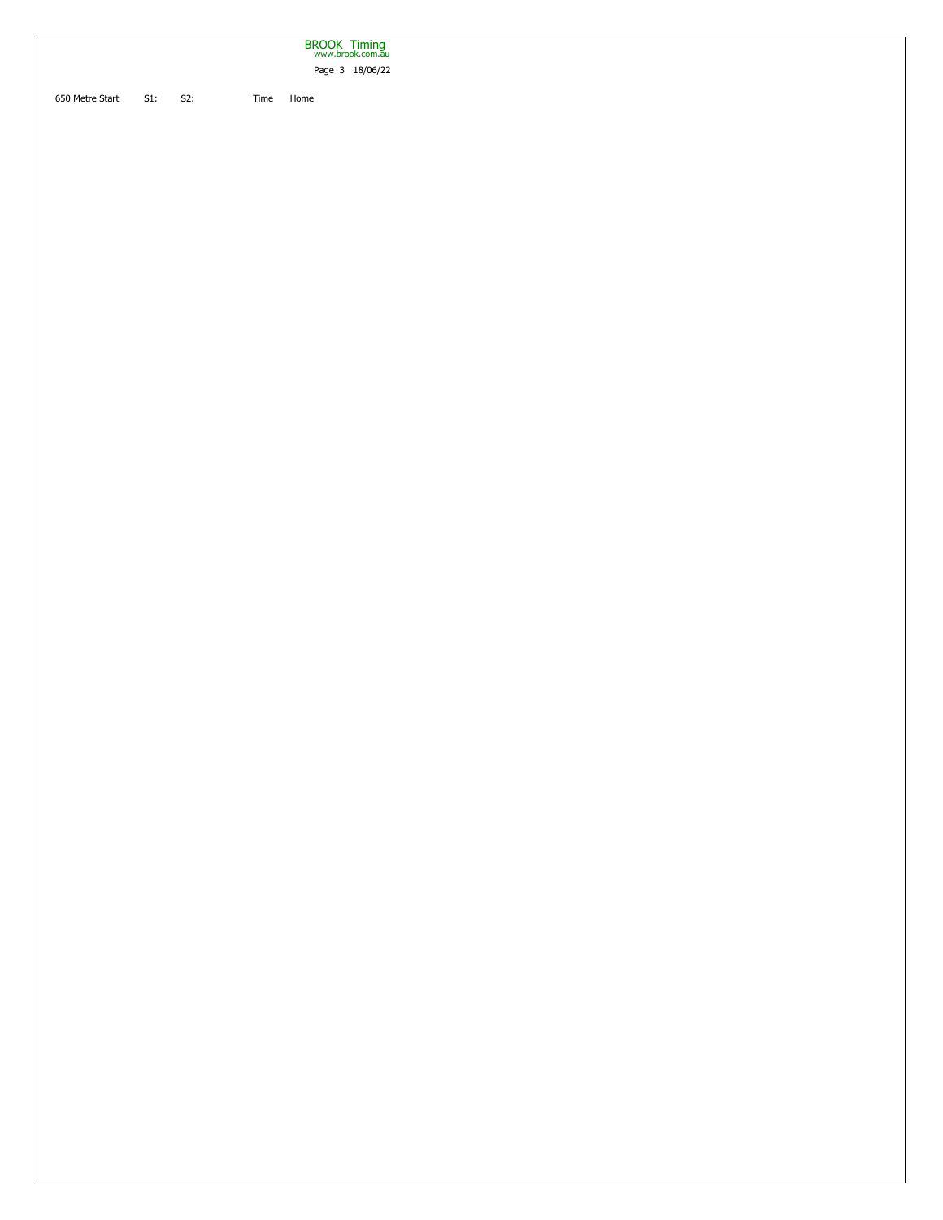| 650 Metre Start | S1: | S2: | Time | Home |
|---|---|---|---|---|